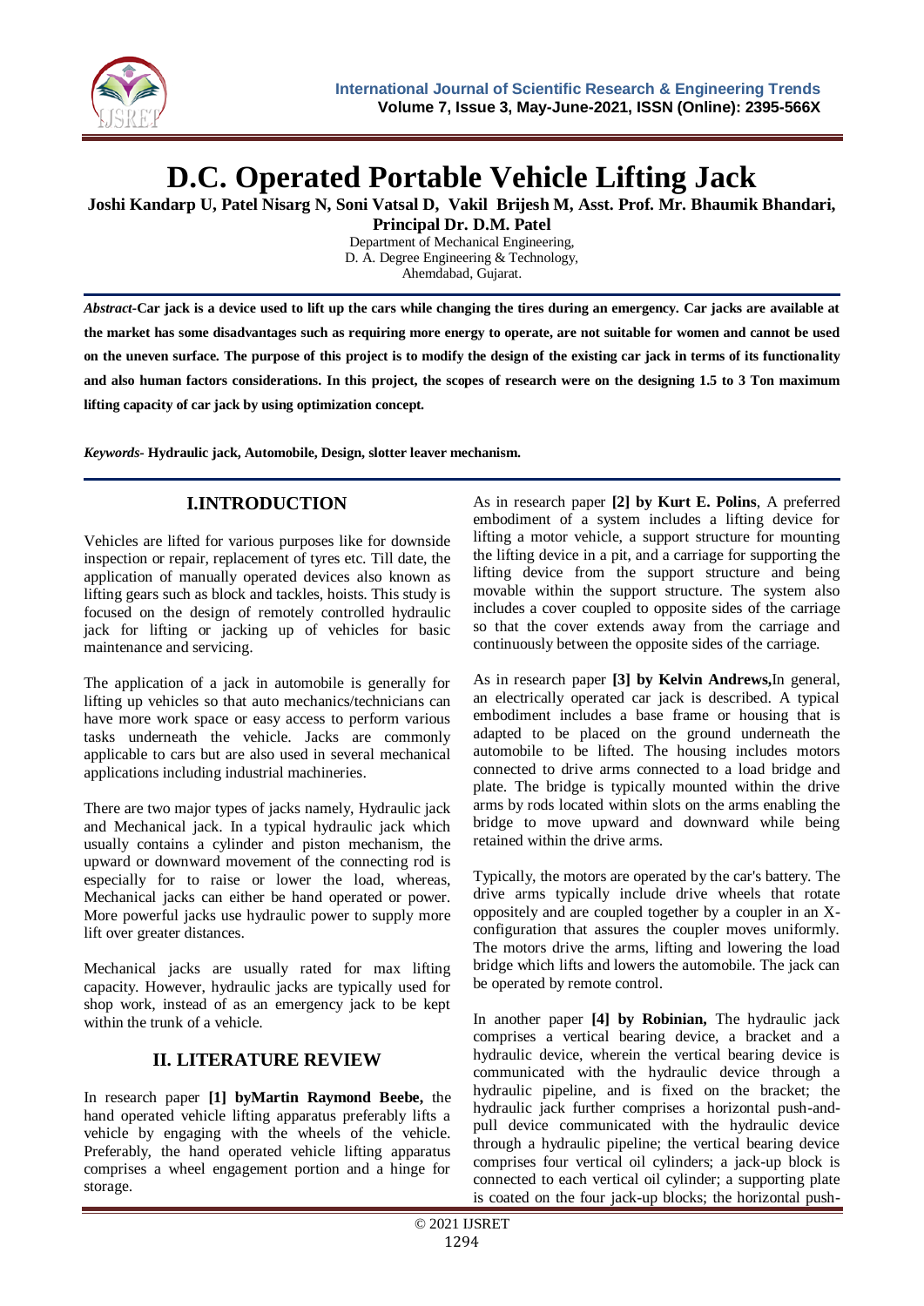# D.C. Operated Portable Vehicle Lifting Jack

**Joshi Kandarp U, Patel Nisarg N, Soni Vatsal D, Vakil Brijesh M, Asst. Prof. Mr. Bhaumik Bhandari, Principal Dr. D.M. Patel**

Department of Mechanical Engineering,
D. A. Degree Engineering & Technology,
Ahemdabad, Gujarat.

***Abstract*-Car jack is a device used to lift up the cars while changing the tires during an emergency. Car jacks are available at the market has some disadvantages such as requiring more energy to operate, are not suitable for women and cannot be used on the uneven surface. The purpose of this project is to modify the design of the existing car jack in terms of its functionality and also human factors considerations. In this project, the scopes of research were on the designing 1.5 to 3 Ton maximum lifting capacity of car jack by using optimization concept.**

***Keywords*- Hydraulic jack, Automobile, Design, slotter leaver mechanism.**

## I.INTRODUCTION

Vehicles are lifted for various purposes like for downside inspection or repair, replacement of tyres etc. Till date, the application of manually operated devices also known as lifting gears such as block and tackles, hoists. This study is focused on the design of remotely controlled hydraulic jack for lifting or jacking up of vehicles for basic maintenance and servicing.

The application of a jack in automobile is generally for lifting up vehicles so that auto mechanics/technicians can have more work space or easy access to perform various tasks underneath the vehicle. Jacks are commonly applicable to cars but are also used in several mechanical applications including industrial machineries.

There are two major types of jacks namely, Hydraulic jack and Mechanical jack. In a typical hydraulic jack which usually contains a cylinder and piston mechanism, the upward or downward movement of the connecting rod is especially for to raise or lower the load, whereas, Mechanical jacks can either be hand operated or power. More powerful jacks use hydraulic power to supply more lift over greater distances.

Mechanical jacks are usually rated for max lifting capacity. However, hydraulic jacks are typically used for shop work, instead of as an emergency jack to be kept within the trunk of a vehicle.

## II. LITERATURE REVIEW

In research paper **[1] byMartin Raymond Beebe,** the hand operated vehicle lifting apparatus preferably lifts a vehicle by engaging with the wheels of the vehicle. Preferably, the hand operated vehicle lifting apparatus comprises a wheel engagement portion and a hinge for storage.

As in research paper **[2] by Kurt E. Polins**, A preferred embodiment of a system includes a lifting device for lifting a motor vehicle, a support structure for mounting the lifting device in a pit, and a carriage for supporting the lifting device from the support structure and being movable within the support structure. The system also includes a cover coupled to opposite sides of the carriage so that the cover extends away from the carriage and continuously between the opposite sides of the carriage.

As in research paper **[3] by Kelvin Andrews,**In general, an electrically operated car jack is described. A typical embodiment includes a base frame or housing that is adapted to be placed on the ground underneath the automobile to be lifted. The housing includes motors connected to drive arms connected to a load bridge and plate. The bridge is typically mounted within the drive arms by rods located within slots on the arms enabling the bridge to move upward and downward while being retained within the drive arms.

Typically, the motors are operated by the car's battery. The drive arms typically include drive wheels that rotate oppositely and are coupled together by a coupler in an X-configuration that assures the coupler moves uniformly. The motors drive the arms, lifting and lowering the load bridge which lifts and lowers the automobile. The jack can be operated by remote control.

In another paper **[4] by Robinian,** The hydraulic jack comprises a vertical bearing device, a bracket and a hydraulic device, wherein the vertical bearing device is communicated with the hydraulic device through a hydraulic pipeline, and is fixed on the bracket; the hydraulic jack further comprises a horizontal push-and-pull device communicated with the hydraulic device through a hydraulic pipeline; the vertical bearing device comprises four vertical oil cylinders; a jack-up block is connected to each vertical oil cylinder; a supporting plate is coated on the four jack-up blocks; the horizontal push-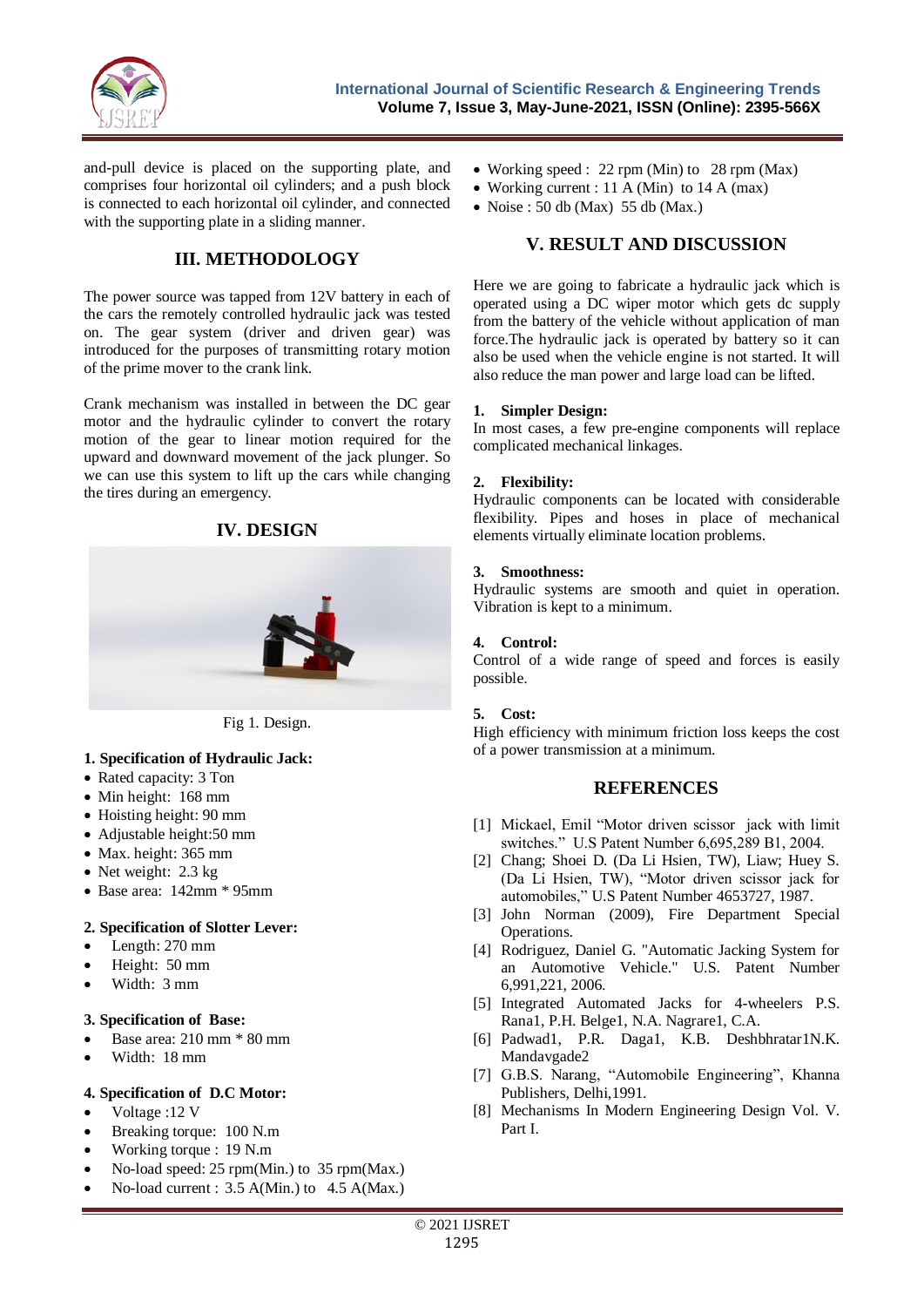and-pull device is placed on the supporting plate, and comprises four horizontal oil cylinders; and a push block is connected to each horizontal oil cylinder, and connected with the supporting plate in a sliding manner.

## III. METHODOLOGY

The power source was tapped from 12V battery in each of the cars the remotely controlled hydraulic jack was tested on. The gear system (driver and driven gear) was introduced for the purposes of transmitting rotary motion of the prime mover to the crank link.

Crank mechanism was installed in between the DC gear motor and the hydraulic cylinder to convert the rotary motion of the gear to linear motion required for the upward and downward movement of the jack plunger. So we can use this system to lift up the cars while changing the tires during an emergency.

## IV. DESIGN

Fig 1. Design.

**1. Specification of Hydraulic Jack:**

- Rated capacity: 3 Ton
- Min height: 168 mm
- Hoisting height: 90 mm
- Adjustable height:50 mm
- Max. height: 365 mm
- Net weight: 2.3 kg
- Base area: 142mm * 95mm

**2. Specification of Slotter Lever:**

- Length: 270 mm
- Height: 50 mm
- Width: 3 mm

**3. Specification of Base:**

- Base area: 210 mm * 80 mm
- Width: 18 mm

**4. Specification of D.C Motor:**

- Voltage :12 V
- Breaking torque: 100 N.m
- Working torque : 19 N.m
- No-load speed: 25 rpm(Min.) to 35 rpm(Max.)
- No-load current : 3.5 A(Min.) to 4.5 A(Max.)
- Working speed : 22 rpm (Min) to 28 rpm (Max)
- Working current : 11 A (Min) to 14 A (max)
- Noise : 50 db (Max) 55 db (Max.)

## V. RESULT AND DISCUSSION

Here we are going to fabricate a hydraulic jack which is operated using a DC wiper motor which gets dc supply from the battery of the vehicle without application of man force.The hydraulic jack is operated by battery so it can also be used when the vehicle engine is not started. It will also reduce the man power and large load can be lifted.

**1. Simpler Design:**
In most cases, a few pre-engine components will replace complicated mechanical linkages.

**2. Flexibility:**
Hydraulic components can be located with considerable flexibility. Pipes and hoses in place of mechanical elements virtually eliminate location problems.

**3. Smoothness:**
Hydraulic systems are smooth and quiet in operation. Vibration is kept to a minimum.

**4. Control:**
Control of a wide range of speed and forces is easily possible.

**5. Cost:**
High efficiency with minimum friction loss keeps the cost of a power transmission at a minimum.

## REFERENCES

[1] Mickael, Emil “Motor driven scissor jack with limit switches.” U.S Patent Number 6,695,289 B1, 2004.

[2] Chang; Shoei D. (Da Li Hsien, TW), Liaw; Huey S. (Da Li Hsien, TW), “Motor driven scissor jack for automobiles,” U.S Patent Number 4653727, 1987.

[3] John Norman (2009), Fire Department Special Operations.

[4] Rodriguez, Daniel G. "Automatic Jacking System for an Automotive Vehicle." U.S. Patent Number 6,991,221, 2006.

[5] Integrated Automated Jacks for 4-wheelers P.S. Rana1, P.H. Belge1, N.A. Nagrare1, C.A.

[6] Padwad1, P.R. Daga1, K.B. Deshbhratar1N.K. Mandavgade2

[7] G.B.S. Narang, “Automobile Engineering”, Khanna Publishers, Delhi,1991.

[8] Mechanisms In Modern Engineering Design Vol. V. Part I.